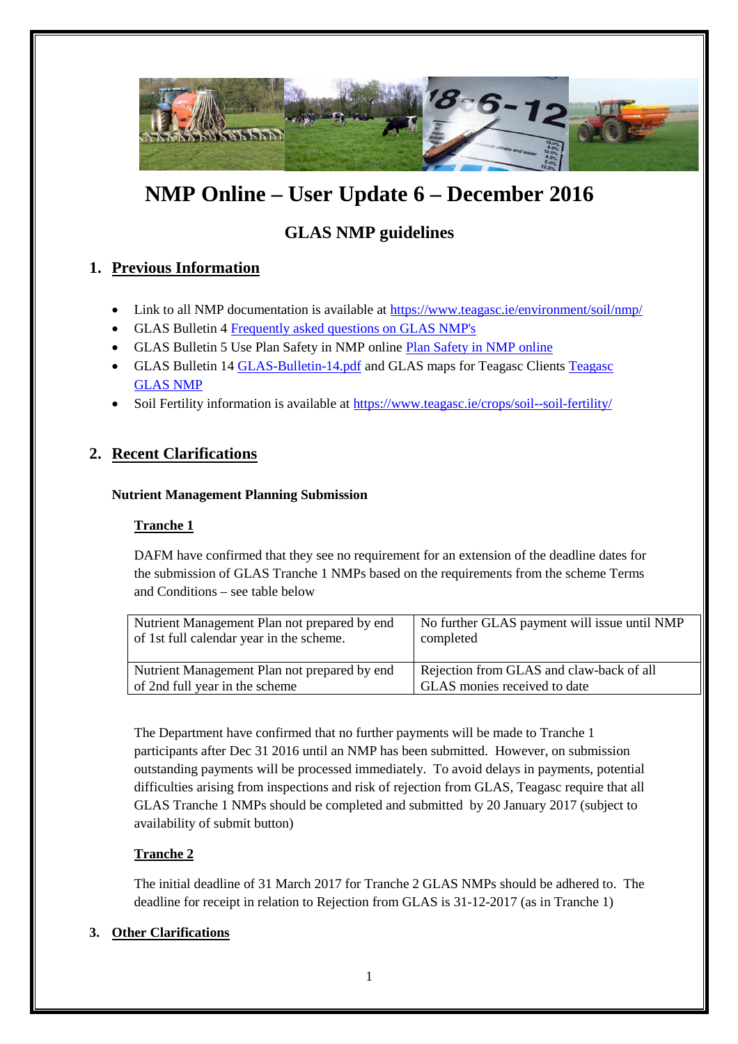# NMP Online – User Update 6 – December 2016

## GLAS NMP guidelines

## 1. Previous Information

- Link to all NMP documentation is available at https://www.teagasc.ie/environment/soil/nmp/
- GLAS Bulletin 4 Frequently asked questions on GLAS NMP's
- GLAS Bulletin 5 Use Plan Safety in NMP online Plan Safety in NMP online
- GLAS Bulletin 14 GLAS-Bulletin-14.pdf and GLAS maps for Teagasc Clients Teagasc GLAS NMP
- Soil Fertility information is available at https://www.teagasc.ie/crops/soil--soil-fertility/

## 2. Recent Clarifications

**Nutrient Management Planning Submission**

**Tranche 1**

DAFM have confirmed that they see no requirement for an extension of the deadline dates for the submission of GLAS Tranche 1 NMPs based on the requirements from the scheme Terms and Conditions – see table below

| | |
|---|---|
| Nutrient Management Plan not prepared by end of 1st full calendar year in the scheme. | No further GLAS payment will issue until NMP completed |
| Nutrient Management Plan not prepared by end of 2nd full year in the scheme | Rejection from GLAS and claw-back of all GLAS monies received to date |

The Department have confirmed that no further payments will be made to Tranche 1 participants after Dec 31 2016 until an NMP has been submitted. However, on submission outstanding payments will be processed immediately. To avoid delays in payments, potential difficulties arising from inspections and risk of rejection from GLAS, Teagasc require that all GLAS Tranche 1 NMPs should be completed and submitted by 20 January 2017 (subject to availability of submit button)

**Tranche 2**

The initial deadline of 31 March 2017 for Tranche 2 GLAS NMPs should be adhered to. The deadline for receipt in relation to Rejection from GLAS is 31-12-2017 (as in Tranche 1)

## 3. Other Clarifications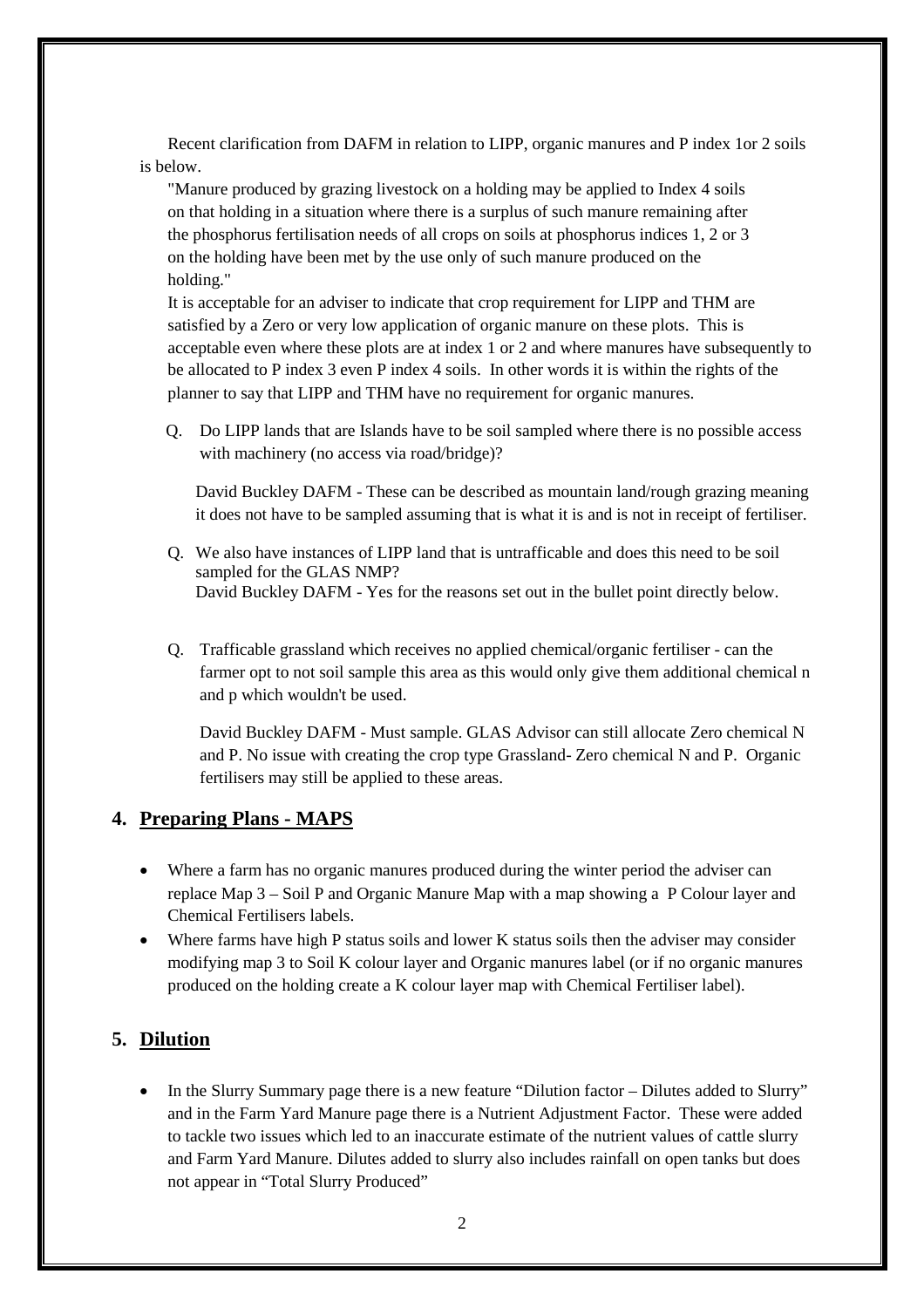Recent clarification from DAFM in relation to LIPP, organic manures and P index 1or 2 soils is below.

"Manure produced by grazing livestock on a holding may be applied to Index 4 soils on that holding in a situation where there is a surplus of such manure remaining after the phosphorus fertilisation needs of all crops on soils at phosphorus indices 1, 2 or 3 on the holding have been met by the use only of such manure produced on the holding."

It is acceptable for an adviser to indicate that crop requirement for LIPP and THM are satisfied by a Zero or very low application of organic manure on these plots. This is acceptable even where these plots are at index 1 or 2 and where manures have subsequently to be allocated to P index 3 even P index 4 soils. In other words it is within the rights of the planner to say that LIPP and THM have no requirement for organic manures.

Q. Do LIPP lands that are Islands have to be soil sampled where there is no possible access with machinery (no access via road/bridge)?

David Buckley DAFM - These can be described as mountain land/rough grazing meaning it does not have to be sampled assuming that is what it is and is not in receipt of fertiliser.

Q. We also have instances of LIPP land that is untrafficable and does this need to be soil sampled for the GLAS NMP?
David Buckley DAFM - Yes for the reasons set out in the bullet point directly below.

Q. Trafficable grassland which receives no applied chemical/organic fertiliser - can the farmer opt to not soil sample this area as this would only give them additional chemical n and p which wouldn't be used.

David Buckley DAFM - Must sample. GLAS Advisor can still allocate Zero chemical N and P. No issue with creating the crop type Grassland- Zero chemical N and P. Organic fertilisers may still be applied to these areas.

## 4. Preparing Plans - MAPS

- Where a farm has no organic manures produced during the winter period the adviser can replace Map 3 – Soil P and Organic Manure Map with a map showing a P Colour layer and Chemical Fertilisers labels.
- Where farms have high P status soils and lower K status soils then the adviser may consider modifying map 3 to Soil K colour layer and Organic manures label (or if no organic manures produced on the holding create a K colour layer map with Chemical Fertiliser label).

## 5. Dilution

- In the Slurry Summary page there is a new feature "Dilution factor – Dilutes added to Slurry" and in the Farm Yard Manure page there is a Nutrient Adjustment Factor. These were added to tackle two issues which led to an inaccurate estimate of the nutrient values of cattle slurry and Farm Yard Manure. Dilutes added to slurry also includes rainfall on open tanks but does not appear in "Total Slurry Produced"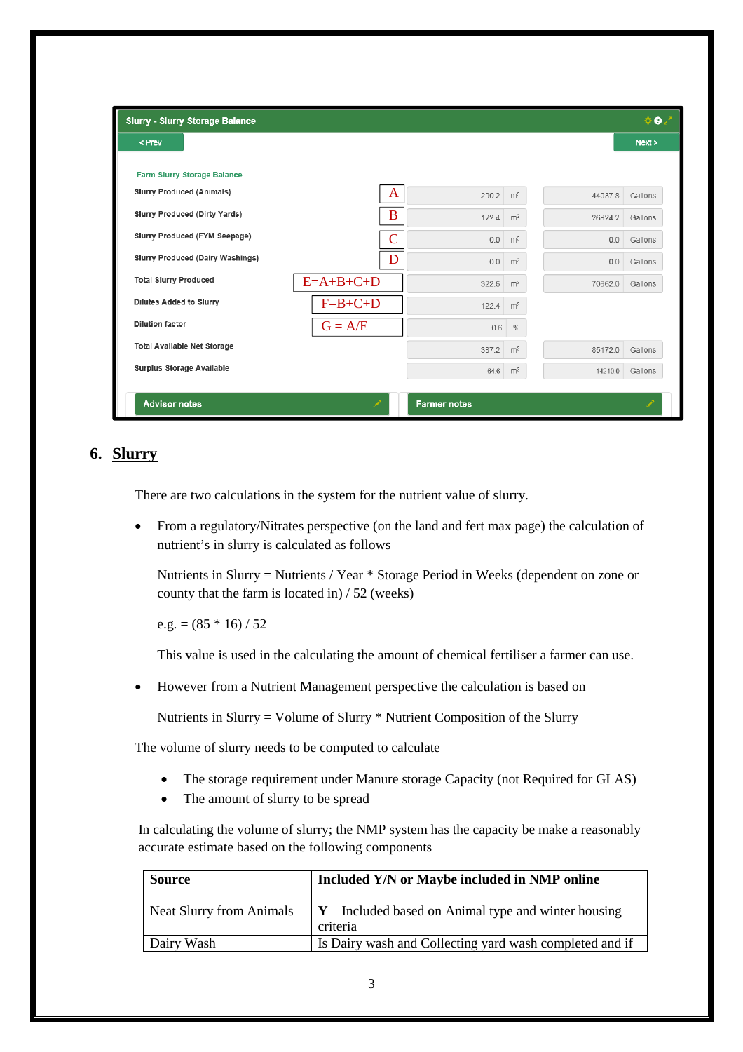**Slurry - Slurry Storage Balance**

< Prev　　　　　　　　　　　　　　　　　　　　　　　　　　　　　　　　　　　　　　　Next >

**Farm Slurry Storage Balance**

| | | | | | |
|---|---|---|---|---|---|
| Slurry Produced (Animals) | A | 200.2 | m³ | 44037.8 | Gallons |
| Slurry Produced (Dirty Yards) | B | 122.4 | m³ | 26924.2 | Gallons |
| Slurry Produced (FYM Seepage) | C | 0.0 | m³ | 0.0 | Gallons |
| Slurry Produced (Dairy Washings) | D | 0.0 | m³ | 0.0 | Gallons |
| Total Slurry Produced | E=A+B+C+D | 322.6 | m³ | 70962.0 | Gallons |
| Dilutes Added to Slurry | F=B+C+D | 122.4 | m³ | | |
| Dilution factor | G = A/E | 0.6 | % | | |
| Total Available Net Storage | | 387.2 | m³ | 85172.0 | Gallons |
| Surplus Storage Available | | 64.6 | m³ | 14210.0 | Gallons |

Advisor notes　　　　Farmer notes

## 6. Slurry

There are two calculations in the system for the nutrient value of slurry.

- From a regulatory/Nitrates perspective (on the land and fert max page) the calculation of nutrient's in slurry is calculated as follows

  Nutrients in Slurry = Nutrients / Year * Storage Period in Weeks (dependent on zone or county that the farm is located in) / 52 (weeks)

  e.g. = (85 * 16) / 52

  This value is used in the calculating the amount of chemical fertiliser a farmer can use.

- However from a Nutrient Management perspective the calculation is based on

  Nutrients in Slurry = Volume of Slurry * Nutrient Composition of the Slurry

The volume of slurry needs to be computed to calculate

- The storage requirement under Manure storage Capacity (not Required for GLAS)
- The amount of slurry to be spread

In calculating the volume of slurry; the NMP system has the capacity be make a reasonably accurate estimate based on the following components

| **Source** | **Included Y/N or Maybe included in NMP online** |
|---|---|
| Neat Slurry from Animals | **Y** Included based on Animal type and winter housing criteria |
| Dairy Wash | Is Dairy wash and Collecting yard wash completed and if |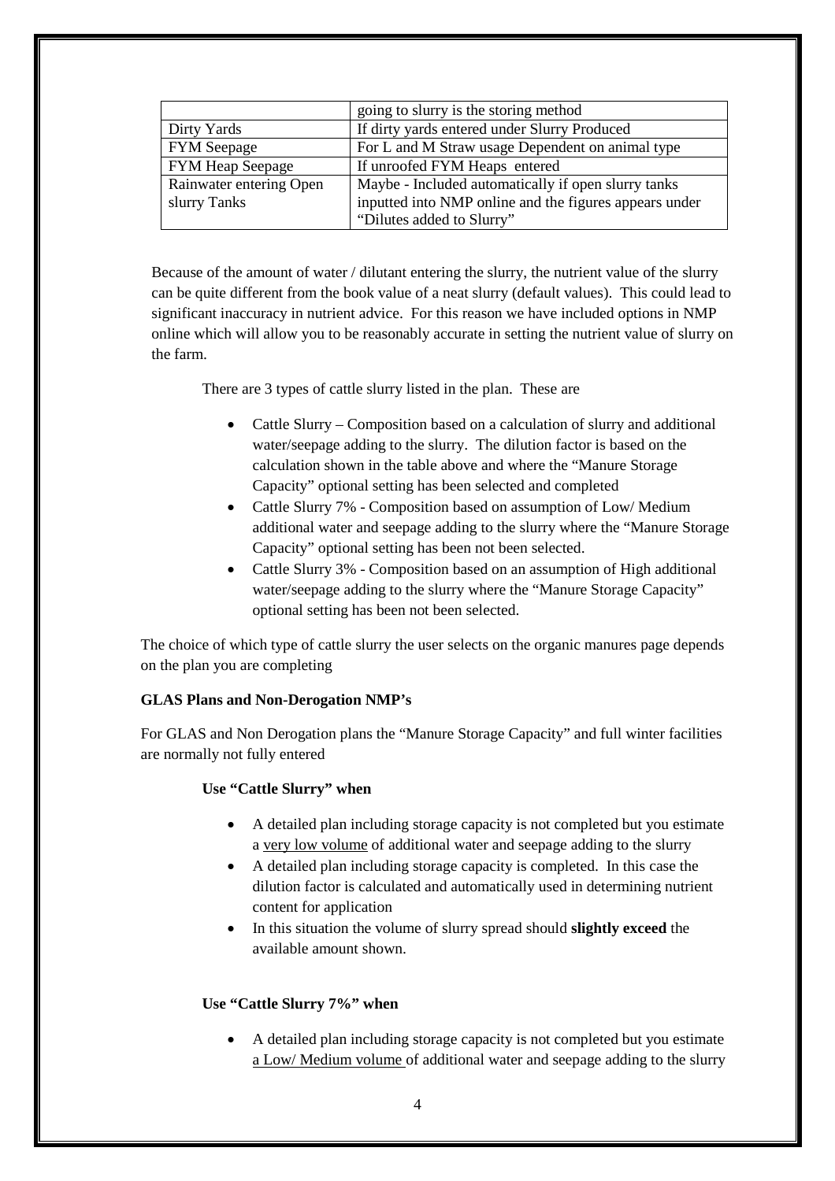| | going to slurry is the storing method |
|---|---|
| Dirty Yards | If dirty yards entered under Slurry Produced |
| FYM Seepage | For L and M Straw usage Dependent on animal type |
| FYM Heap Seepage | If unroofed FYM Heaps entered |
| Rainwater entering Open slurry Tanks | Maybe - Included automatically if open slurry tanks inputted into NMP online and the figures appears under "Dilutes added to Slurry" |

Because of the amount of water / dilutant entering the slurry, the nutrient value of the slurry can be quite different from the book value of a neat slurry (default values). This could lead to significant inaccuracy in nutrient advice. For this reason we have included options in NMP online which will allow you to be reasonably accurate in setting the nutrient value of slurry on the farm.

There are 3 types of cattle slurry listed in the plan. These are

- Cattle Slurry – Composition based on a calculation of slurry and additional water/seepage adding to the slurry. The dilution factor is based on the calculation shown in the table above and where the "Manure Storage Capacity" optional setting has been selected and completed
- Cattle Slurry 7% - Composition based on assumption of Low/ Medium additional water and seepage adding to the slurry where the "Manure Storage Capacity" optional setting has been not been selected.
- Cattle Slurry 3% - Composition based on an assumption of High additional water/seepage adding to the slurry where the "Manure Storage Capacity" optional setting has been not been selected.

The choice of which type of cattle slurry the user selects on the organic manures page depends on the plan you are completing

**GLAS Plans and Non-Derogation NMP's**

For GLAS and Non Derogation plans the "Manure Storage Capacity" and full winter facilities are normally not fully entered

**Use "Cattle Slurry" when**

- A detailed plan including storage capacity is not completed but you estimate a very low volume of additional water and seepage adding to the slurry
- A detailed plan including storage capacity is completed. In this case the dilution factor is calculated and automatically used in determining nutrient content for application
- In this situation the volume of slurry spread should **slightly exceed** the available amount shown.

**Use "Cattle Slurry 7%" when**

- A detailed plan including storage capacity is not completed but you estimate a Low/ Medium volume of additional water and seepage adding to the slurry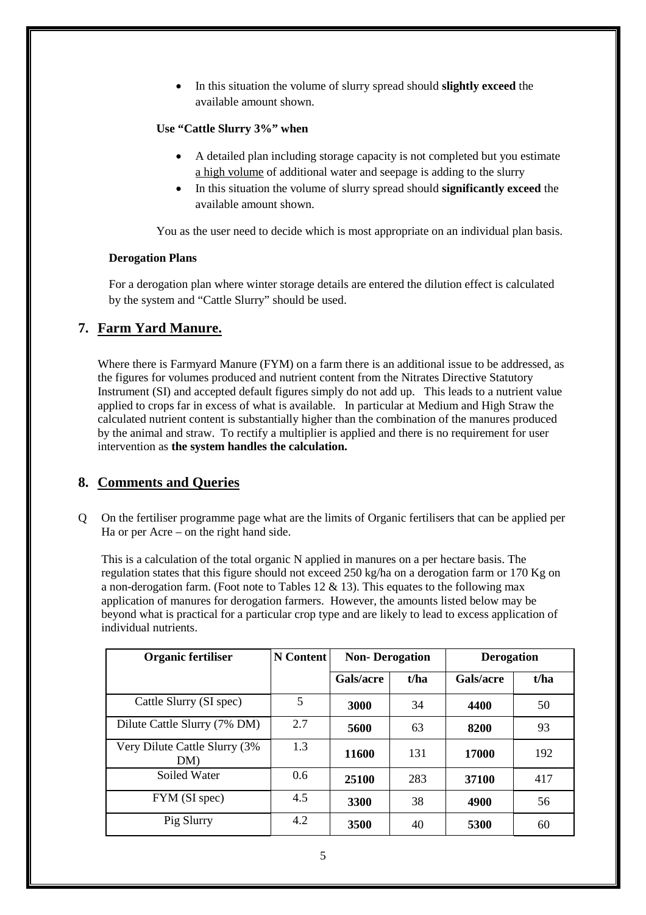- In this situation the volume of slurry spread should **slightly exceed** the available amount shown.

**Use "Cattle Slurry 3%" when**

- A detailed plan including storage capacity is not completed but you estimate a high volume of additional water and seepage is adding to the slurry
- In this situation the volume of slurry spread should **significantly exceed** the available amount shown.

You as the user need to decide which is most appropriate on an individual plan basis.

**Derogation Plans**

For a derogation plan where winter storage details are entered the dilution effect is calculated by the system and "Cattle Slurry" should be used.

## 7. Farm Yard Manure.

Where there is Farmyard Manure (FYM) on a farm there is an additional issue to be addressed, as the figures for volumes produced and nutrient content from the Nitrates Directive Statutory Instrument (SI) and accepted default figures simply do not add up. This leads to a nutrient value applied to crops far in excess of what is available. In particular at Medium and High Straw the calculated nutrient content is substantially higher than the combination of the manures produced by the animal and straw. To rectify a multiplier is applied and there is no requirement for user intervention as **the system handles the calculation.**

## 8. Comments and Queries

Q On the fertiliser programme page what are the limits of Organic fertilisers that can be applied per Ha or per Acre – on the right hand side.

This is a calculation of the total organic N applied in manures on a per hectare basis. The regulation states that this figure should not exceed 250 kg/ha on a derogation farm or 170 Kg on a non-derogation farm. (Foot note to Tables 12 & 13). This equates to the following max application of manures for derogation farmers. However, the amounts listed below may be beyond what is practical for a particular crop type and are likely to lead to excess application of individual nutrients.

| Organic fertiliser | N Content | Non- Derogation | | Derogation | |
|---|---|---|---|---|---|
| | | Gals/acre | t/ha | Gals/acre | t/ha |
| Cattle Slurry (SI spec) | 5 | **3000** | 34 | **4400** | 50 |
| Dilute Cattle Slurry (7% DM) | 2.7 | **5600** | 63 | **8200** | 93 |
| Very Dilute Cattle Slurry (3% DM) | 1.3 | **11600** | 131 | **17000** | 192 |
| Soiled Water | 0.6 | **25100** | 283 | **37100** | 417 |
| FYM (SI spec) | 4.5 | **3300** | 38 | **4900** | 56 |
| Pig Slurry | 4.2 | **3500** | 40 | **5300** | 60 |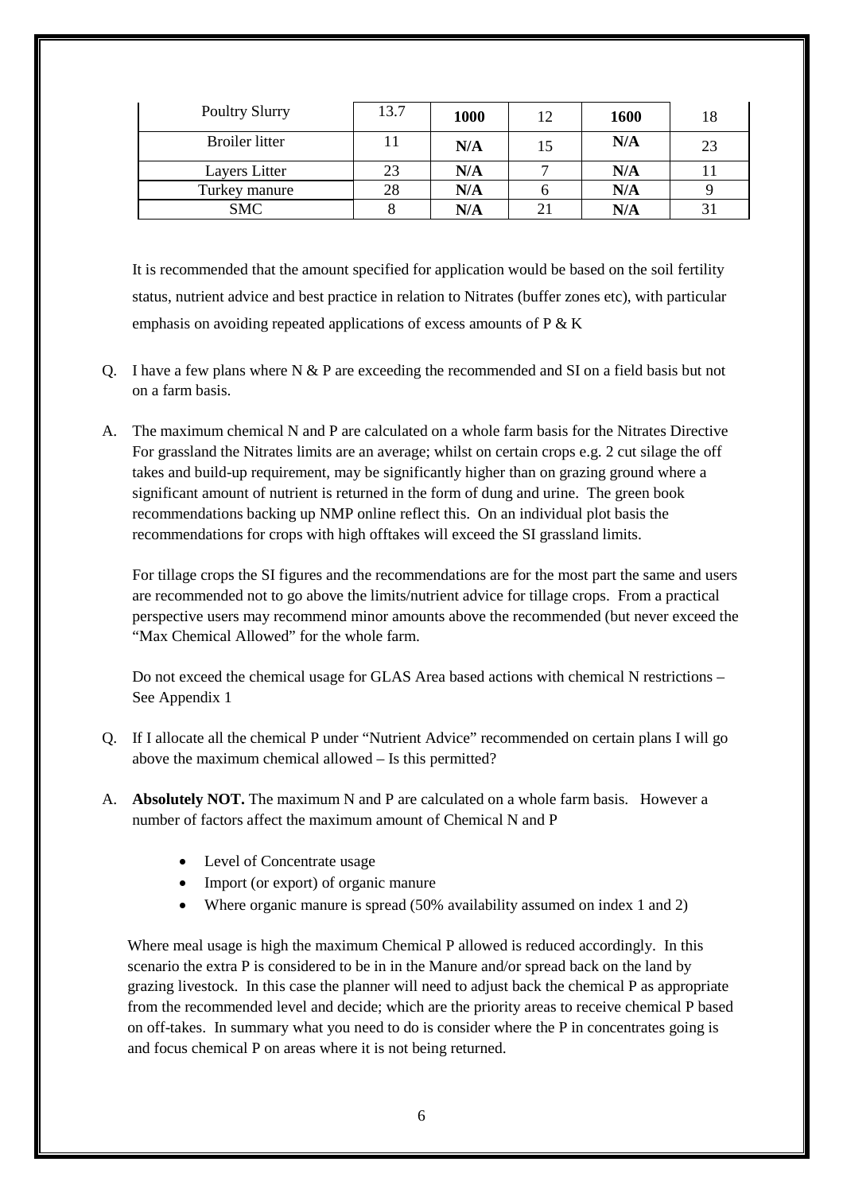| Poultry Slurry | 13.7 | **1000** | 12 | **1600** | 18 |
|---|---|---|---|---|---|
| Broiler litter | 11 | **N/A** | 15 | **N/A** | 23 |
| Layers Litter | 23 | **N/A** | 7 | **N/A** | 11 |
| Turkey manure | 28 | **N/A** | 6 | **N/A** | 9 |
| SMC | 8 | **N/A** | 21 | **N/A** | 31 |

It is recommended that the amount specified for application would be based on the soil fertility status, nutrient advice and best practice in relation to Nitrates (buffer zones etc), with particular emphasis on avoiding repeated applications of excess amounts of P & K

Q. I have a few plans where N & P are exceeding the recommended and SI on a field basis but not on a farm basis.

A. The maximum chemical N and P are calculated on a whole farm basis for the Nitrates Directive For grassland the Nitrates limits are an average; whilst on certain crops e.g. 2 cut silage the off takes and build-up requirement, may be significantly higher than on grazing ground where a significant amount of nutrient is returned in the form of dung and urine. The green book recommendations backing up NMP online reflect this. On an individual plot basis the recommendations for crops with high offtakes will exceed the SI grassland limits.

For tillage crops the SI figures and the recommendations are for the most part the same and users are recommended not to go above the limits/nutrient advice for tillage crops. From a practical perspective users may recommend minor amounts above the recommended (but never exceed the "Max Chemical Allowed" for the whole farm.

Do not exceed the chemical usage for GLAS Area based actions with chemical N restrictions – See Appendix 1

Q. If I allocate all the chemical P under "Nutrient Advice" recommended on certain plans I will go above the maximum chemical allowed – Is this permitted?

A. **Absolutely NOT.** The maximum N and P are calculated on a whole farm basis. However a number of factors affect the maximum amount of Chemical N and P

- Level of Concentrate usage
- Import (or export) of organic manure
- Where organic manure is spread (50% availability assumed on index 1 and 2)

Where meal usage is high the maximum Chemical P allowed is reduced accordingly. In this scenario the extra P is considered to be in in the Manure and/or spread back on the land by grazing livestock. In this case the planner will need to adjust back the chemical P as appropriate from the recommended level and decide; which are the priority areas to receive chemical P based on off-takes. In summary what you need to do is consider where the P in concentrates going is and focus chemical P on areas where it is not being returned.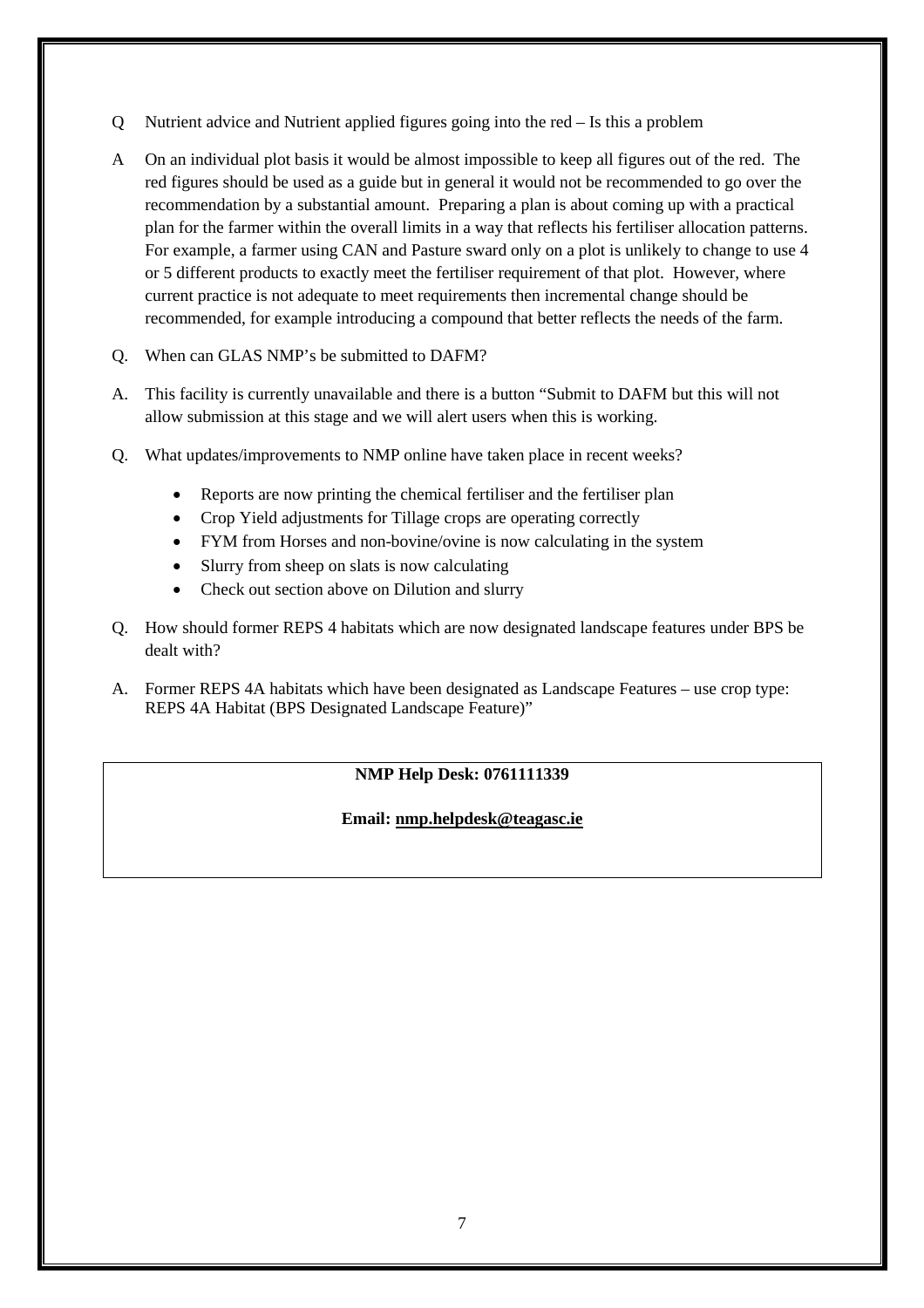Q Nutrient advice and Nutrient applied figures going into the red – Is this a problem

A On an individual plot basis it would be almost impossible to keep all figures out of the red. The red figures should be used as a guide but in general it would not be recommended to go over the recommendation by a substantial amount. Preparing a plan is about coming up with a practical plan for the farmer within the overall limits in a way that reflects his fertiliser allocation patterns. For example, a farmer using CAN and Pasture sward only on a plot is unlikely to change to use 4 or 5 different products to exactly meet the fertiliser requirement of that plot. However, where current practice is not adequate to meet requirements then incremental change should be recommended, for example introducing a compound that better reflects the needs of the farm.

Q. When can GLAS NMP's be submitted to DAFM?

A. This facility is currently unavailable and there is a button "Submit to DAFM but this will not allow submission at this stage and we will alert users when this is working.

Q. What updates/improvements to NMP online have taken place in recent weeks?

- Reports are now printing the chemical fertiliser and the fertiliser plan
- Crop Yield adjustments for Tillage crops are operating correctly
- FYM from Horses and non-bovine/ovine is now calculating in the system
- Slurry from sheep on slats is now calculating
- Check out section above on Dilution and slurry

Q. How should former REPS 4 habitats which are now designated landscape features under BPS be dealt with?

A. Former REPS 4A habitats which have been designated as Landscape Features – use crop type: REPS 4A Habitat (BPS Designated Landscape Feature)"

**NMP Help Desk: 0761111339**

**Email: nmp.helpdesk@teagasc.ie**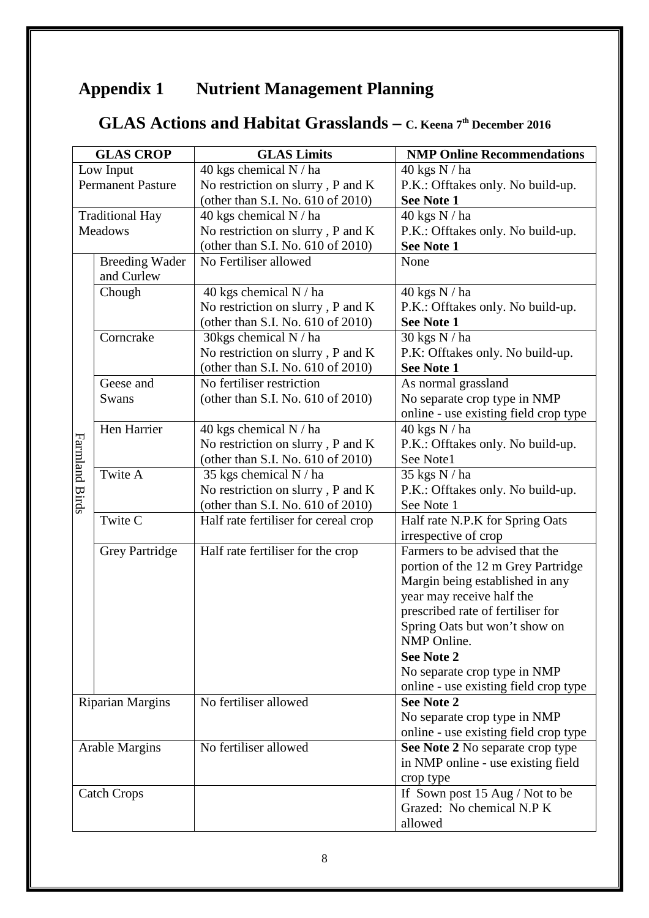# Appendix 1 Nutrient Management Planning

## GLAS Actions and Habitat Grasslands – C. Keena 7th December 2016

| GLAS CROP | | GLAS Limits | NMP Online Recommendations |
|---|---|---|---|
| Low Input Permanent Pasture | | 40 kgs chemical N / ha<br>No restriction on slurry , P and K (other than S.I. No. 610 of 2010) | 40 kgs N / ha<br>P.K.: Offtakes only. No build-up.<br>**See Note 1** |
| Traditional Hay Meadows | | 40 kgs chemical N / ha<br>No restriction on slurry , P and K (other than S.I. No. 610 of 2010) | 40 kgs N / ha<br>P.K.: Offtakes only. No build-up.<br>**See Note 1** |
| Farmland Birds | Breeding Wader and Curlew | No Fertiliser allowed | None |
| | Chough | 40 kgs chemical N / ha<br>No restriction on slurry , P and K (other than S.I. No. 610 of 2010) | 40 kgs N / ha<br>P.K.: Offtakes only. No build-up.<br>**See Note 1** |
| | Corncrake | 30kgs chemical N / ha<br>No restriction on slurry , P and K (other than S.I. No. 610 of 2010) | 30 kgs N / ha<br>P.K: Offtakes only. No build-up.<br>**See Note 1** |
| | Geese and Swans | No fertiliser restriction (other than S.I. No. 610 of 2010) | As normal grassland<br>No separate crop type in NMP online - use existing field crop type |
| | Hen Harrier | 40 kgs chemical N / ha<br>No restriction on slurry , P and K (other than S.I. No. 610 of 2010) | 40 kgs N / ha<br>P.K.: Offtakes only. No build-up.<br>See Note1 |
| | Twite A | 35 kgs chemical N / ha<br>No restriction on slurry , P and K (other than S.I. No. 610 of 2010) | 35 kgs N / ha<br>P.K.: Offtakes only. No build-up.<br>See Note 1 |
| | Twite C | Half rate fertiliser for cereal crop | Half rate N.P.K for Spring Oats irrespective of crop |
| | Grey Partridge | Half rate fertiliser for the crop | Farmers to be advised that the portion of the 12 m Grey Partridge Margin being established in any year may receive half the prescribed rate of fertiliser for Spring Oats but won't show on NMP Online.<br>**See Note 2**<br>No separate crop type in NMP online - use existing field crop type |
| Riparian Margins | | No fertiliser allowed | **See Note 2**<br>No separate crop type in NMP online - use existing field crop type |
| Arable Margins | | No fertiliser allowed | **See Note 2** No separate crop type in NMP online - use existing field crop type |
| Catch Crops | | | If Sown post 15 Aug / Not to be Grazed: No chemical N.P K allowed |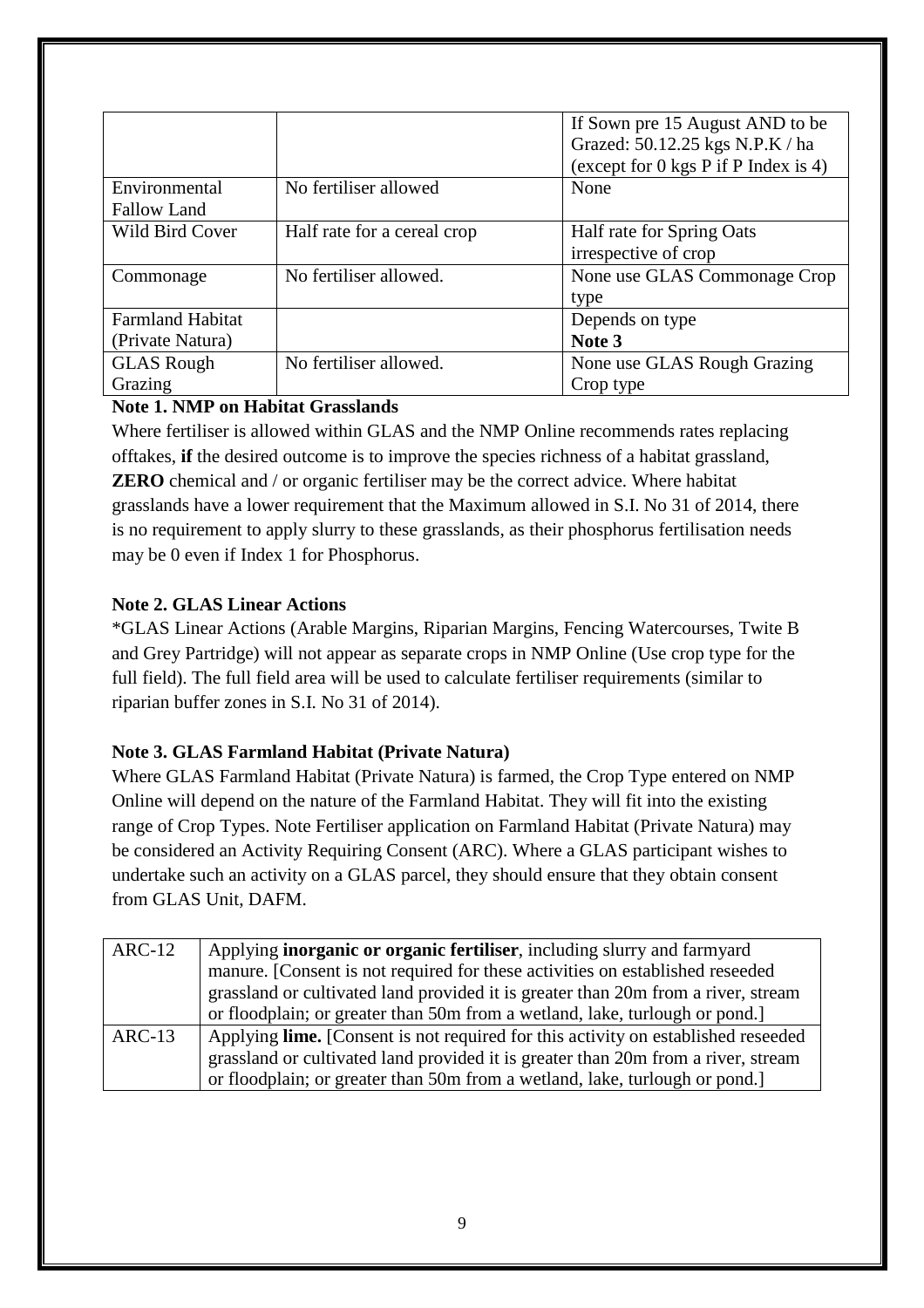| | | |
|---|---|---|
| | | If Sown pre 15 August AND to be Grazed: 50.12.25 kgs N.P.K / ha (except for 0 kgs P if P Index is 4) |
| Environmental Fallow Land | No fertiliser allowed | None |
| Wild Bird Cover | Half rate for a cereal crop | Half rate for Spring Oats irrespective of crop |
| Commonage | No fertiliser allowed. | None use GLAS Commonage Crop type |
| Farmland Habitat (Private Natura) | | Depends on type **Note 3** |
| GLAS Rough Grazing | No fertiliser allowed. | None use GLAS Rough Grazing Crop type |

**Note 1. NMP on Habitat Grasslands**

Where fertiliser is allowed within GLAS and the NMP Online recommends rates replacing offtakes, **if** the desired outcome is to improve the species richness of a habitat grassland, **ZERO** chemical and / or organic fertiliser may be the correct advice. Where habitat grasslands have a lower requirement that the Maximum allowed in S.I. No 31 of 2014, there is no requirement to apply slurry to these grasslands, as their phosphorus fertilisation needs may be 0 even if Index 1 for Phosphorus.

**Note 2. GLAS Linear Actions**

*GLAS Linear Actions (Arable Margins, Riparian Margins, Fencing Watercourses, Twite B and Grey Partridge) will not appear as separate crops in NMP Online (Use crop type for the full field). The full field area will be used to calculate fertiliser requirements (similar to riparian buffer zones in S.I. No 31 of 2014).

**Note 3. GLAS Farmland Habitat (Private Natura)**

Where GLAS Farmland Habitat (Private Natura) is farmed, the Crop Type entered on NMP Online will depend on the nature of the Farmland Habitat. They will fit into the existing range of Crop Types. Note Fertiliser application on Farmland Habitat (Private Natura) may be considered an Activity Requiring Consent (ARC). Where a GLAS participant wishes to undertake such an activity on a GLAS parcel, they should ensure that they obtain consent from GLAS Unit, DAFM.

| | |
|---|---|
| ARC-12 | Applying **inorganic or organic fertiliser**, including slurry and farmyard manure. [Consent is not required for these activities on established reseeded grassland or cultivated land provided it is greater than 20m from a river, stream or floodplain; or greater than 50m from a wetland, lake, turlough or pond.] |
| ARC-13 | Applying **lime.** [Consent is not required for this activity on established reseeded grassland or cultivated land provided it is greater than 20m from a river, stream or floodplain; or greater than 50m from a wetland, lake, turlough or pond.] |